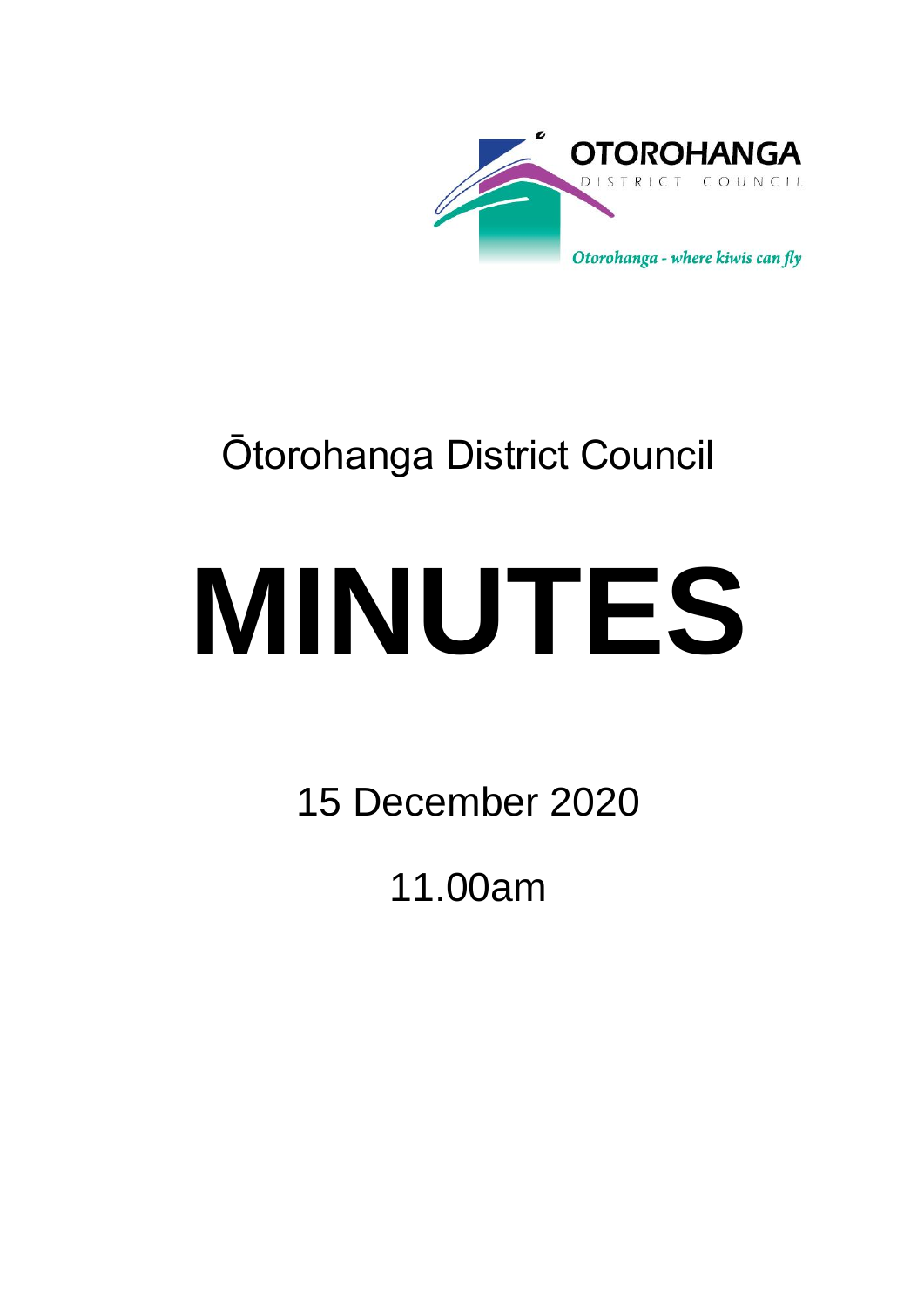OTOROHANGA DISTRICT COUNCIL

*Otorohanga - where kiwis can fly*

Ōtorohanga District Council

# MINUTES

15 December 2020

11.00am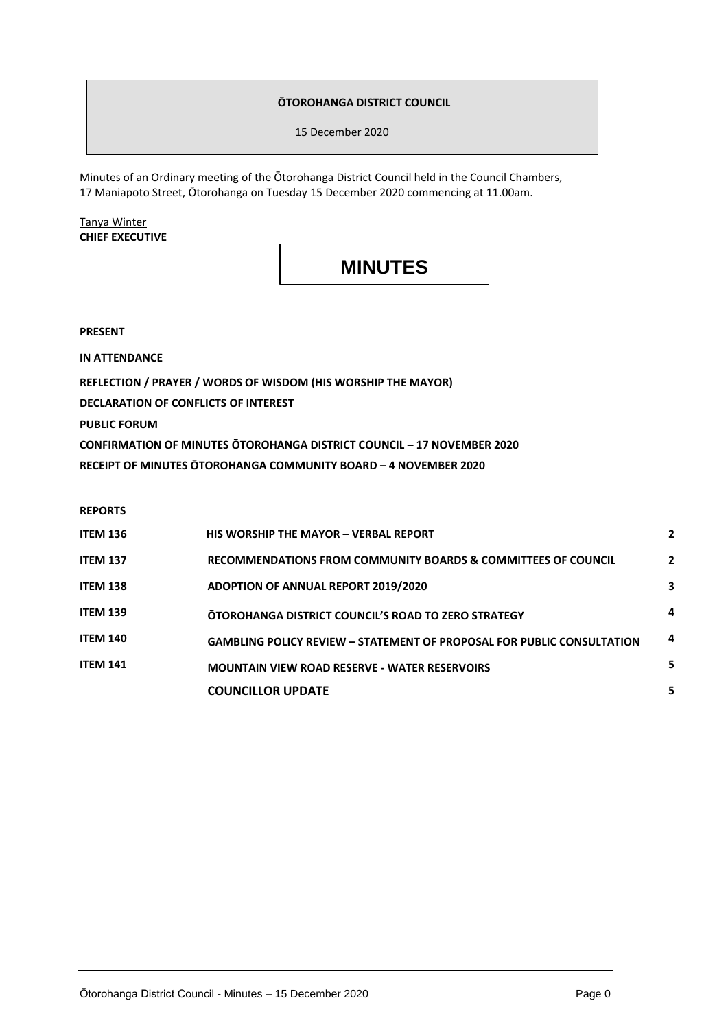**ŌTOROHANGA DISTRICT COUNCIL**

15 December 2020

Minutes of an Ordinary meeting of the Ōtorohanga District Council held in the Council Chambers, 17 Maniapoto Street, Ōtorohanga on Tuesday 15 December 2020 commencing at 11.00am.

Tanya Winter
**CHIEF EXECUTIVE**

# MINUTES

**PRESENT**

**IN ATTENDANCE**

**REFLECTION / PRAYER / WORDS OF WISDOM (HIS WORSHIP THE MAYOR)**

**DECLARATION OF CONFLICTS OF INTEREST**

**PUBLIC FORUM**

**CONFIRMATION OF MINUTES ŌTOROHANGA DISTRICT COUNCIL – 17 NOVEMBER 2020**

**RECEIPT OF MINUTES ŌTOROHANGA COMMUNITY BOARD – 4 NOVEMBER 2020**

**REPORTS**

| | | |
|---|---|---|
| **ITEM 136** | **HIS WORSHIP THE MAYOR – VERBAL REPORT** | **2** |
| **ITEM 137** | **RECOMMENDATIONS FROM COMMUNITY BOARDS & COMMITTEES OF COUNCIL** | **2** |
| **ITEM 138** | **ADOPTION OF ANNUAL REPORT 2019/2020** | **3** |
| **ITEM 139** | **ŌTOROHANGA DISTRICT COUNCIL'S ROAD TO ZERO STRATEGY** | **4** |
| **ITEM 140** | **GAMBLING POLICY REVIEW – STATEMENT OF PROPOSAL FOR PUBLIC CONSULTATION** | **4** |
| **ITEM 141** | **MOUNTAIN VIEW ROAD RESERVE - WATER RESERVOIRS** | **5** |
| | **COUNCILLOR UPDATE** | **5** |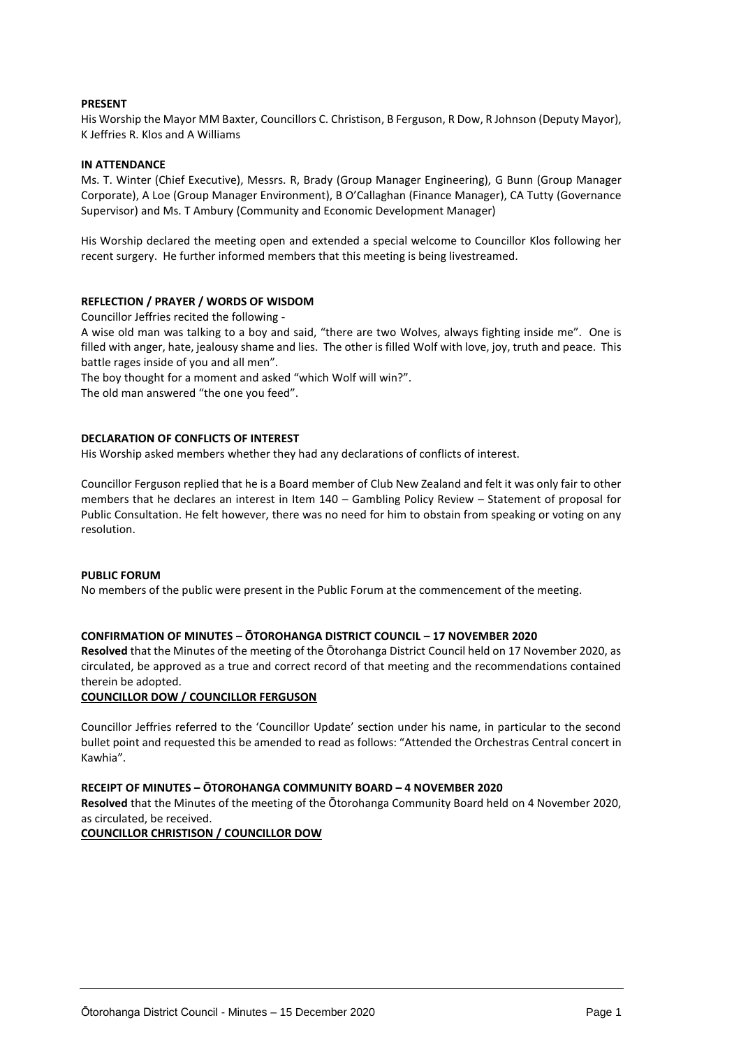**PRESENT**

His Worship the Mayor MM Baxter, Councillors C. Christison, B Ferguson, R Dow, R Johnson (Deputy Mayor), K Jeffries R. Klos and A Williams

**IN ATTENDANCE**

Ms. T. Winter (Chief Executive), Messrs. R, Brady (Group Manager Engineering), G Bunn (Group Manager Corporate), A Loe (Group Manager Environment), B O'Callaghan (Finance Manager), CA Tutty (Governance Supervisor) and Ms. T Ambury (Community and Economic Development Manager)

His Worship declared the meeting open and extended a special welcome to Councillor Klos following her recent surgery. He further informed members that this meeting is being livestreamed.

**REFLECTION / PRAYER / WORDS OF WISDOM**

Councillor Jeffries recited the following -

A wise old man was talking to a boy and said, "there are two Wolves, always fighting inside me". One is filled with anger, hate, jealousy shame and lies. The other is filled Wolf with love, joy, truth and peace. This battle rages inside of you and all men".

The boy thought for a moment and asked "which Wolf will win?".

The old man answered "the one you feed".

**DECLARATION OF CONFLICTS OF INTEREST**

His Worship asked members whether they had any declarations of conflicts of interest.

Councillor Ferguson replied that he is a Board member of Club New Zealand and felt it was only fair to other members that he declares an interest in Item 140 – Gambling Policy Review – Statement of proposal for Public Consultation. He felt however, there was no need for him to obstain from speaking or voting on any resolution.

**PUBLIC FORUM**

No members of the public were present in the Public Forum at the commencement of the meeting.

**CONFIRMATION OF MINUTES – ŌTOROHANGA DISTRICT COUNCIL – 17 NOVEMBER 2020**

**Resolved** that the Minutes of the meeting of the Ōtorohanga District Council held on 17 November 2020, as circulated, be approved as a true and correct record of that meeting and the recommendations contained therein be adopted.

**COUNCILLOR DOW / COUNCILLOR FERGUSON**

Councillor Jeffries referred to the 'Councillor Update' section under his name, in particular to the second bullet point and requested this be amended to read as follows: "Attended the Orchestras Central concert in Kawhia".

**RECEIPT OF MINUTES – ŌTOROHANGA COMMUNITY BOARD – 4 NOVEMBER 2020**

**Resolved** that the Minutes of the meeting of the Ōtorohanga Community Board held on 4 November 2020, as circulated, be received.

**COUNCILLOR CHRISTISON / COUNCILLOR DOW**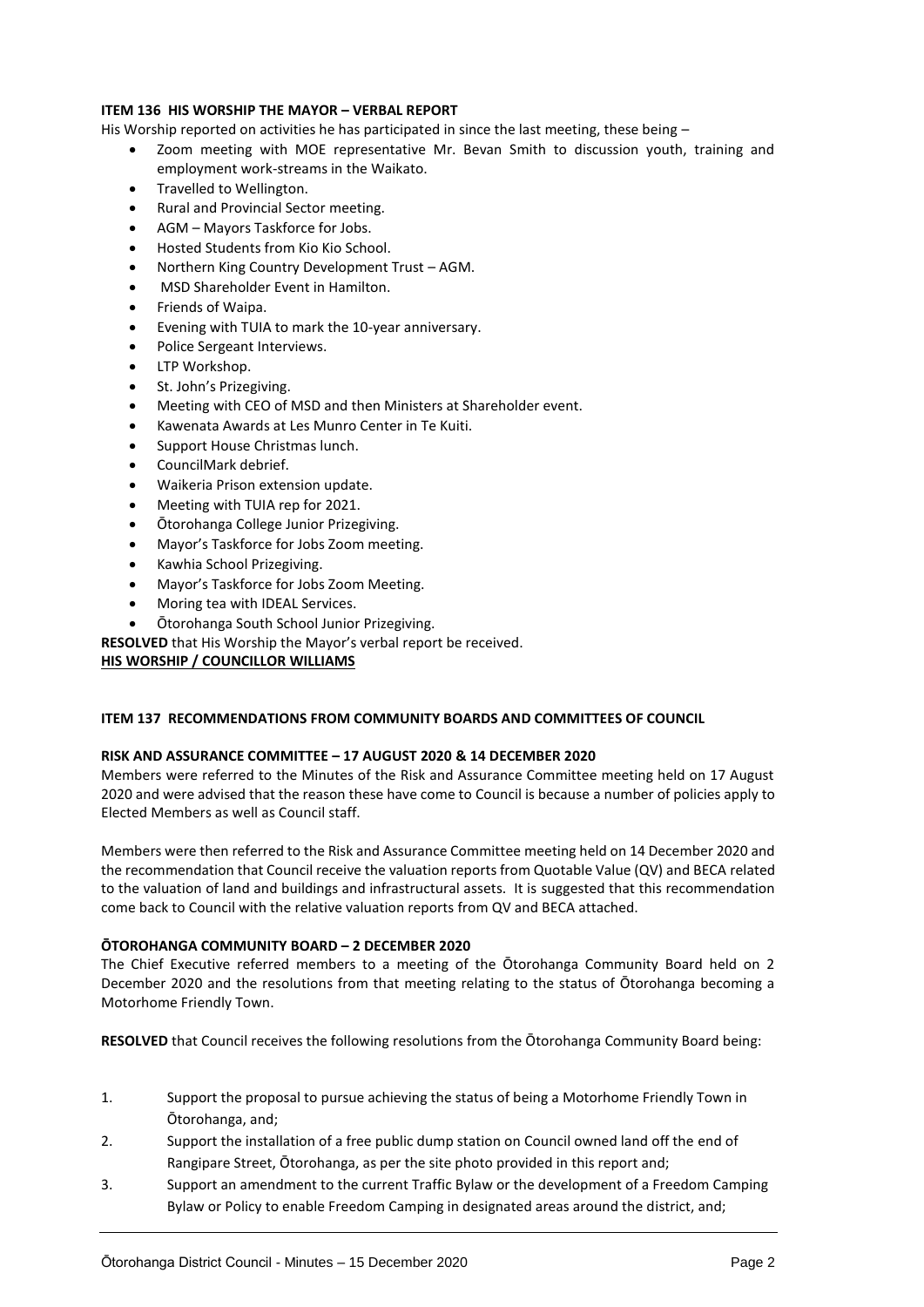**ITEM 136 HIS WORSHIP THE MAYOR – VERBAL REPORT**

His Worship reported on activities he has participated in since the last meeting, these being –

- Zoom meeting with MOE representative Mr. Bevan Smith to discussion youth, training and employment work-streams in the Waikato.
- Travelled to Wellington.
- Rural and Provincial Sector meeting.
- AGM – Mayors Taskforce for Jobs.
- Hosted Students from Kio Kio School.
- Northern King Country Development Trust – AGM.
- MSD Shareholder Event in Hamilton.
- Friends of Waipa.
- Evening with TUIA to mark the 10-year anniversary.
- Police Sergeant Interviews.
- LTP Workshop.
- St. John's Prizegiving.
- Meeting with CEO of MSD and then Ministers at Shareholder event.
- Kawenata Awards at Les Munro Center in Te Kuiti.
- Support House Christmas lunch.
- CouncilMark debrief.
- Waikeria Prison extension update.
- Meeting with TUIA rep for 2021.
- Ōtorohanga College Junior Prizegiving.
- Mayor's Taskforce for Jobs Zoom meeting.
- Kawhia School Prizegiving.
- Mayor's Taskforce for Jobs Zoom Meeting.
- Moring tea with IDEAL Services.
- Ōtorohanga South School Junior Prizegiving.

**RESOLVED** that His Worship the Mayor's verbal report be received.

**HIS WORSHIP / COUNCILLOR WILLIAMS**

**ITEM 137 RECOMMENDATIONS FROM COMMUNITY BOARDS AND COMMITTEES OF COUNCIL**

**RISK AND ASSURANCE COMMITTEE – 17 AUGUST 2020 & 14 DECEMBER 2020**

Members were referred to the Minutes of the Risk and Assurance Committee meeting held on 17 August 2020 and were advised that the reason these have come to Council is because a number of policies apply to Elected Members as well as Council staff.

Members were then referred to the Risk and Assurance Committee meeting held on 14 December 2020 and the recommendation that Council receive the valuation reports from Quotable Value (QV) and BECA related to the valuation of land and buildings and infrastructural assets. It is suggested that this recommendation come back to Council with the relative valuation reports from QV and BECA attached.

**ŌTOROHANGA COMMUNITY BOARD – 2 DECEMBER 2020**

The Chief Executive referred members to a meeting of the Ōtorohanga Community Board held on 2 December 2020 and the resolutions from that meeting relating to the status of Ōtorohanga becoming a Motorhome Friendly Town.

**RESOLVED** that Council receives the following resolutions from the Ōtorohanga Community Board being:

1. Support the proposal to pursue achieving the status of being a Motorhome Friendly Town in Ōtorohanga, and;
2. Support the installation of a free public dump station on Council owned land off the end of Rangipare Street, Ōtorohanga, as per the site photo provided in this report and;
3. Support an amendment to the current Traffic Bylaw or the development of a Freedom Camping Bylaw or Policy to enable Freedom Camping in designated areas around the district, and;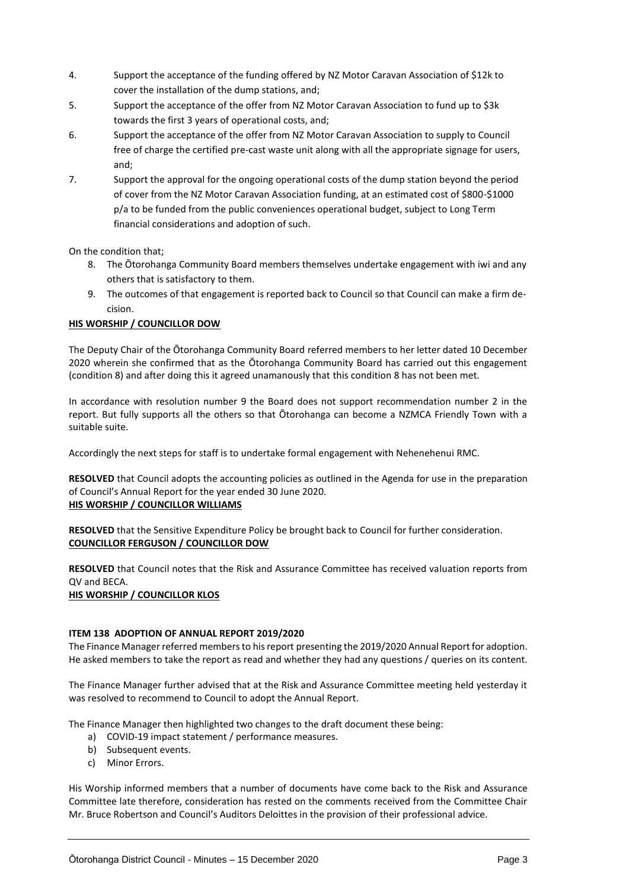4. Support the acceptance of the funding offered by NZ Motor Caravan Association of $12k to cover the installation of the dump stations, and;
5. Support the acceptance of the offer from NZ Motor Caravan Association to fund up to $3k towards the first 3 years of operational costs, and;
6. Support the acceptance of the offer from NZ Motor Caravan Association to supply to Council free of charge the certified pre-cast waste unit along with all the appropriate signage for users, and;
7. Support the approval for the ongoing operational costs of the dump station beyond the period of cover from the NZ Motor Caravan Association funding, at an estimated cost of $800-$1000 p/a to be funded from the public conveniences operational budget, subject to Long Term financial considerations and adoption of such.

On the condition that;

8. The Ōtorohanga Community Board members themselves undertake engagement with iwi and any others that is satisfactory to them.
9. The outcomes of that engagement is reported back to Council so that Council can make a firm decision.

**HIS WORSHIP / COUNCILLOR DOW**

The Deputy Chair of the Ōtorohanga Community Board referred members to her letter dated 10 December 2020 wherein she confirmed that as the Ōtorohanga Community Board has carried out this engagement (condition 8) and after doing this it agreed unamanously that this condition 8 has not been met.

In accordance with resolution number 9 the Board does not support recommendation number 2 in the report. But fully supports all the others so that Ōtorohanga can become a NZMCA Friendly Town with a suitable suite.

Accordingly the next steps for staff is to undertake formal engagement with Nehenehenui RMC.

**RESOLVED** that Council adopts the accounting policies as outlined in the Agenda for use in the preparation of Council's Annual Report for the year ended 30 June 2020.
**HIS WORSHIP / COUNCILLOR WILLIAMS**

**RESOLVED** that the Sensitive Expenditure Policy be brought back to Council for further consideration.
**COUNCILLOR FERGUSON / COUNCILLOR DOW**

**RESOLVED** that Council notes that the Risk and Assurance Committee has received valuation reports from QV and BECA.
**HIS WORSHIP / COUNCILLOR KLOS**

**ITEM 138 ADOPTION OF ANNUAL REPORT 2019/2020**

The Finance Manager referred members to his report presenting the 2019/2020 Annual Report for adoption. He asked members to take the report as read and whether they had any questions / queries on its content.

The Finance Manager further advised that at the Risk and Assurance Committee meeting held yesterday it was resolved to recommend to Council to adopt the Annual Report.

The Finance Manager then highlighted two changes to the draft document these being:

a) COVID-19 impact statement / performance measures.
b) Subsequent events.
c) Minor Errors.

His Worship informed members that a number of documents have come back to the Risk and Assurance Committee late therefore, consideration has rested on the comments received from the Committee Chair Mr. Bruce Robertson and Council's Auditors Deloittes in the provision of their professional advice.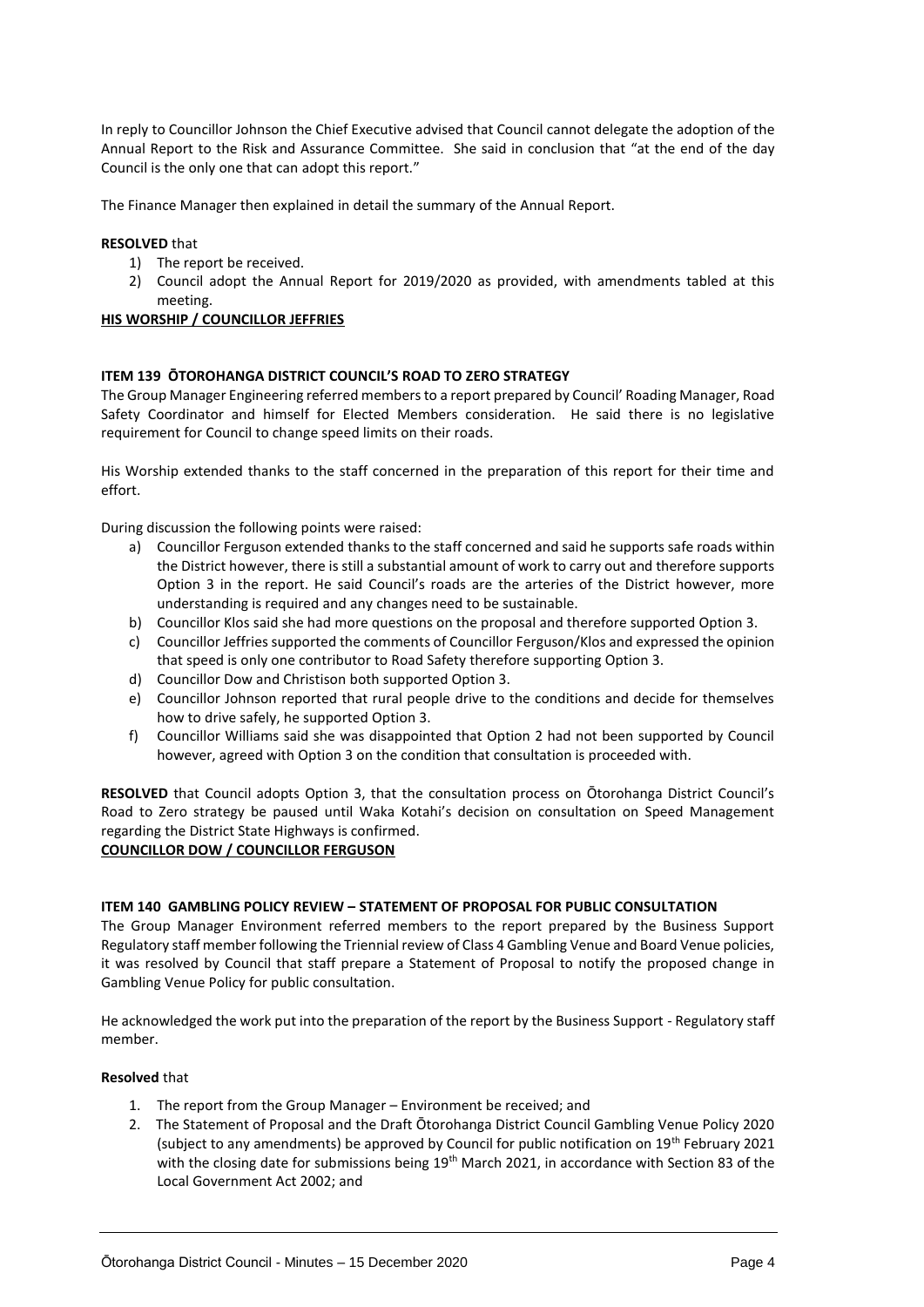In reply to Councillor Johnson the Chief Executive advised that Council cannot delegate the adoption of the Annual Report to the Risk and Assurance Committee. She said in conclusion that "at the end of the day Council is the only one that can adopt this report."

The Finance Manager then explained in detail the summary of the Annual Report.

**RESOLVED** that

1) The report be received.
2) Council adopt the Annual Report for 2019/2020 as provided, with amendments tabled at this meeting.

**HIS WORSHIP / COUNCILLOR JEFFRIES**

**ITEM 139 ŌTOROHANGA DISTRICT COUNCIL'S ROAD TO ZERO STRATEGY**

The Group Manager Engineering referred members to a report prepared by Council' Roading Manager, Road Safety Coordinator and himself for Elected Members consideration. He said there is no legislative requirement for Council to change speed limits on their roads.

His Worship extended thanks to the staff concerned in the preparation of this report for their time and effort.

During discussion the following points were raised:

a) Councillor Ferguson extended thanks to the staff concerned and said he supports safe roads within the District however, there is still a substantial amount of work to carry out and therefore supports Option 3 in the report. He said Council's roads are the arteries of the District however, more understanding is required and any changes need to be sustainable.
b) Councillor Klos said she had more questions on the proposal and therefore supported Option 3.
c) Councillor Jeffries supported the comments of Councillor Ferguson/Klos and expressed the opinion that speed is only one contributor to Road Safety therefore supporting Option 3.
d) Councillor Dow and Christison both supported Option 3.
e) Councillor Johnson reported that rural people drive to the conditions and decide for themselves how to drive safely, he supported Option 3.
f) Councillor Williams said she was disappointed that Option 2 had not been supported by Council however, agreed with Option 3 on the condition that consultation is proceeded with.

**RESOLVED** that Council adopts Option 3, that the consultation process on Ōtorohanga District Council's Road to Zero strategy be paused until Waka Kotahi's decision on consultation on Speed Management regarding the District State Highways is confirmed.

**COUNCILLOR DOW / COUNCILLOR FERGUSON**

**ITEM 140 GAMBLING POLICY REVIEW – STATEMENT OF PROPOSAL FOR PUBLIC CONSULTATION**

The Group Manager Environment referred members to the report prepared by the Business Support Regulatory staff member following the Triennial review of Class 4 Gambling Venue and Board Venue policies, it was resolved by Council that staff prepare a Statement of Proposal to notify the proposed change in Gambling Venue Policy for public consultation.

He acknowledged the work put into the preparation of the report by the Business Support - Regulatory staff member.

**Resolved** that

1. The report from the Group Manager – Environment be received; and
2. The Statement of Proposal and the Draft Ōtorohanga District Council Gambling Venue Policy 2020 (subject to any amendments) be approved by Council for public notification on 19th February 2021 with the closing date for submissions being 19th March 2021, in accordance with Section 83 of the Local Government Act 2002; and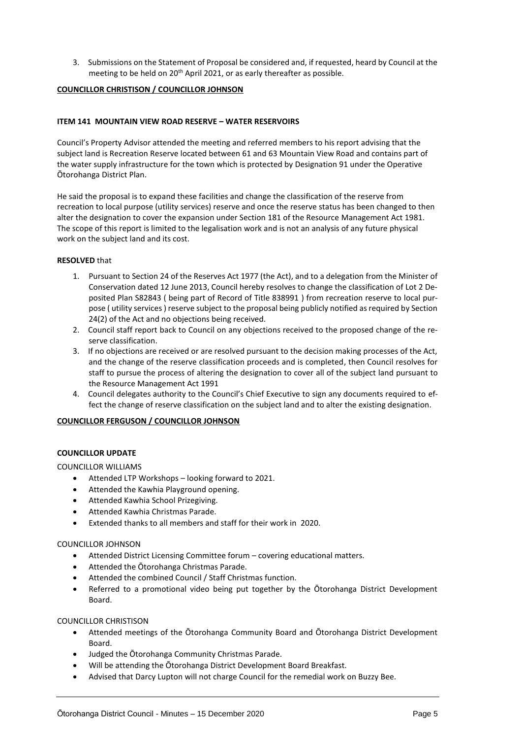3. Submissions on the Statement of Proposal be considered and, if requested, heard by Council at the meeting to be held on 20th April 2021, or as early thereafter as possible.

**COUNCILLOR CHRISTISON / COUNCILLOR JOHNSON**

**ITEM 141 MOUNTAIN VIEW ROAD RESERVE – WATER RESERVOIRS**

Council's Property Advisor attended the meeting and referred members to his report advising that the subject land is Recreation Reserve located between 61 and 63 Mountain View Road and contains part of the water supply infrastructure for the town which is protected by Designation 91 under the Operative Ōtorohanga District Plan.

He said the proposal is to expand these facilities and change the classification of the reserve from recreation to local purpose (utility services) reserve and once the reserve status has been changed to then alter the designation to cover the expansion under Section 181 of the Resource Management Act 1981. The scope of this report is limited to the legalisation work and is not an analysis of any future physical work on the subject land and its cost.

**RESOLVED** that

1. Pursuant to Section 24 of the Reserves Act 1977 (the Act), and to a delegation from the Minister of Conservation dated 12 June 2013, Council hereby resolves to change the classification of Lot 2 Deposited Plan S82843 ( being part of Record of Title 838991 ) from recreation reserve to local purpose ( utility services ) reserve subject to the proposal being publicly notified as required by Section 24(2) of the Act and no objections being received.
2. Council staff report back to Council on any objections received to the proposed change of the reserve classification.
3. If no objections are received or are resolved pursuant to the decision making processes of the Act, and the change of the reserve classification proceeds and is completed, then Council resolves for staff to pursue the process of altering the designation to cover all of the subject land pursuant to the Resource Management Act 1991
4. Council delegates authority to the Council's Chief Executive to sign any documents required to effect the change of reserve classification on the subject land and to alter the existing designation.

**COUNCILLOR FERGUSON / COUNCILLOR JOHNSON**

**COUNCILLOR UPDATE**

COUNCILLOR WILLIAMS

- Attended LTP Workshops – looking forward to 2021.
- Attended the Kawhia Playground opening.
- Attended Kawhia School Prizegiving.
- Attended Kawhia Christmas Parade.
- Extended thanks to all members and staff for their work in 2020.

COUNCILLOR JOHNSON

- Attended District Licensing Committee forum – covering educational matters.
- Attended the Ōtorohanga Christmas Parade.
- Attended the combined Council / Staff Christmas function.
- Referred to a promotional video being put together by the Ōtorohanga District Development Board.

COUNCILLOR CHRISTISON

- Attended meetings of the Ōtorohanga Community Board and Ōtorohanga District Development Board.
- Judged the Ōtorohanga Community Christmas Parade.
- Will be attending the Ōtorohanga District Development Board Breakfast.
- Advised that Darcy Lupton will not charge Council for the remedial work on Buzzy Bee.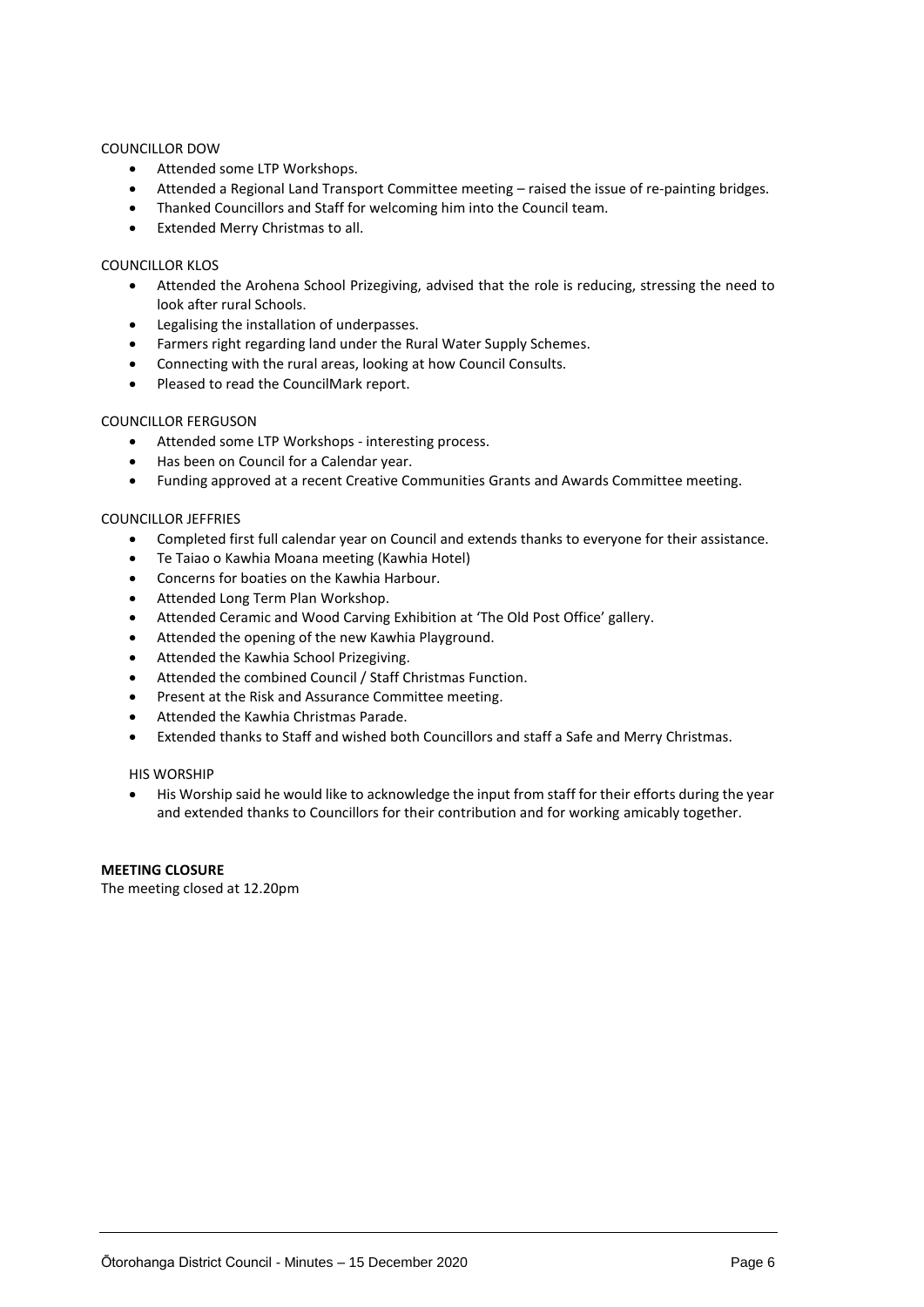COUNCILLOR DOW

- Attended some LTP Workshops.
- Attended a Regional Land Transport Committee meeting – raised the issue of re-painting bridges.
- Thanked Councillors and Staff for welcoming him into the Council team.
- Extended Merry Christmas to all.

COUNCILLOR KLOS

- Attended the Arohena School Prizegiving, advised that the role is reducing, stressing the need to look after rural Schools.
- Legalising the installation of underpasses.
- Farmers right regarding land under the Rural Water Supply Schemes.
- Connecting with the rural areas, looking at how Council Consults.
- Pleased to read the CouncilMark report.

COUNCILLOR FERGUSON

- Attended some LTP Workshops - interesting process.
- Has been on Council for a Calendar year.
- Funding approved at a recent Creative Communities Grants and Awards Committee meeting.

COUNCILLOR JEFFRIES

- Completed first full calendar year on Council and extends thanks to everyone for their assistance.
- Te Taiao o Kawhia Moana meeting (Kawhia Hotel)
- Concerns for boaties on the Kawhia Harbour.
- Attended Long Term Plan Workshop.
- Attended Ceramic and Wood Carving Exhibition at 'The Old Post Office' gallery.
- Attended the opening of the new Kawhia Playground.
- Attended the Kawhia School Prizegiving.
- Attended the combined Council / Staff Christmas Function.
- Present at the Risk and Assurance Committee meeting.
- Attended the Kawhia Christmas Parade.
- Extended thanks to Staff and wished both Councillors and staff a Safe and Merry Christmas.

HIS WORSHIP

- His Worship said he would like to acknowledge the input from staff for their efforts during the year and extended thanks to Councillors for their contribution and for working amicably together.

**MEETING CLOSURE**

The meeting closed at 12.20pm